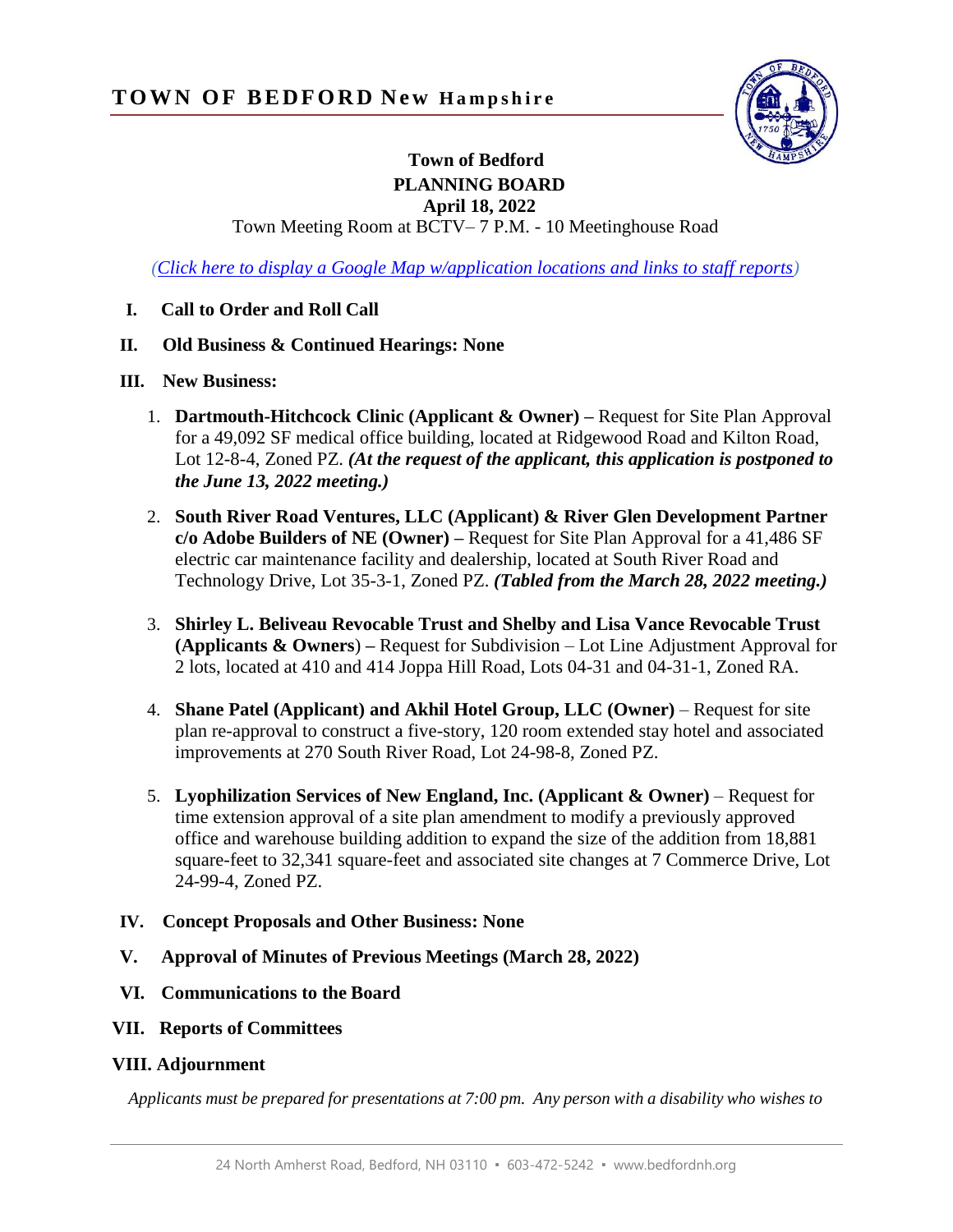**TOWN OF BEDFORD New Hampshire**

**Town of Bedford**
**PLANNING BOARD**
**April 18, 2022**
Town Meeting Room at BCTV– 7 P.M. - 10 Meetinghouse Road

*(Click here to display a Google Map w/application locations and links to staff reports)*

**I. Call to Order and Roll Call**

**II. Old Business & Continued Hearings: None**

**III. New Business:**

1. **Dartmouth-Hitchcock Clinic (Applicant & Owner) –** Request for Site Plan Approval for a 49,092 SF medical office building, located at Ridgewood Road and Kilton Road, Lot 12-8-4, Zoned PZ. ***(At the request of the applicant, this application is postponed to the June 13, 2022 meeting.)***

2. **South River Road Ventures, LLC (Applicant) & River Glen Development Partner c/o Adobe Builders of NE (Owner) –** Request for Site Plan Approval for a 41,486 SF electric car maintenance facility and dealership, located at South River Road and Technology Drive, Lot 35-3-1, Zoned PZ. ***(Tabled from the March 28, 2022 meeting.)***

3. **Shirley L. Beliveau Revocable Trust and Shelby and Lisa Vance Revocable Trust (Applicants & Owners**) **–** Request for Subdivision – Lot Line Adjustment Approval for 2 lots, located at 410 and 414 Joppa Hill Road, Lots 04-31 and 04-31-1, Zoned RA.

4. **Shane Patel (Applicant) and Akhil Hotel Group, LLC (Owner)** – Request for site plan re-approval to construct a five-story, 120 room extended stay hotel and associated improvements at 270 South River Road, Lot 24-98-8, Zoned PZ.

5. **Lyophilization Services of New England, Inc. (Applicant & Owner)** – Request for time extension approval of a site plan amendment to modify a previously approved office and warehouse building addition to expand the size of the addition from 18,881 square-feet to 32,341 square-feet and associated site changes at 7 Commerce Drive, Lot 24-99-4, Zoned PZ.

**IV. Concept Proposals and Other Business: None**

**V. Approval of Minutes of Previous Meetings (March 28, 2022)**

**VI. Communications to the Board**

**VII. Reports of Committees**

**VIII. Adjournment**

*Applicants must be prepared for presentations at 7:00 pm. Any person with a disability who wishes to*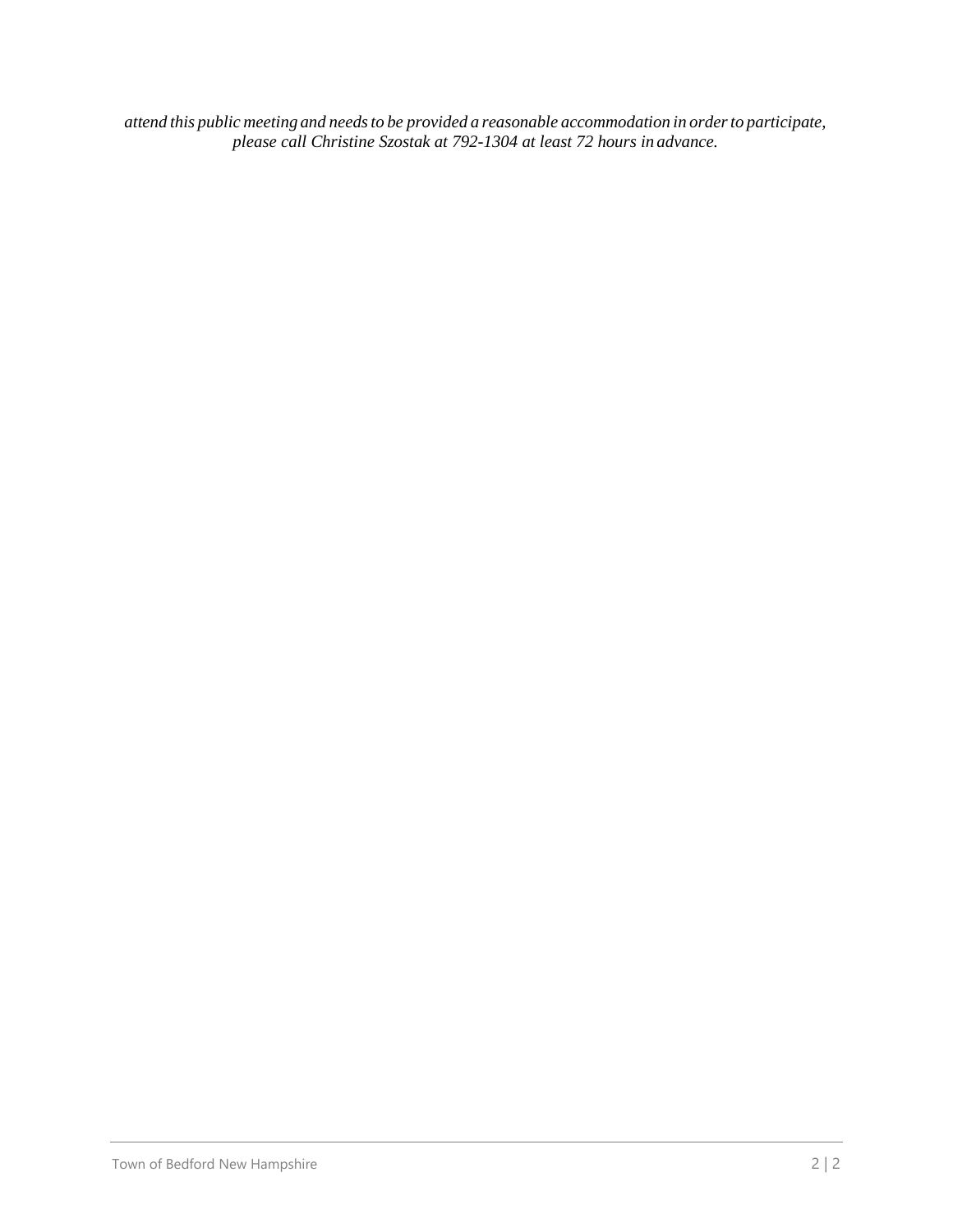*attend this public meeting and needs to be provided a reasonable accommodation in order to participate, please call Christine Szostak at 792-1304 at least 72 hours in advance.*